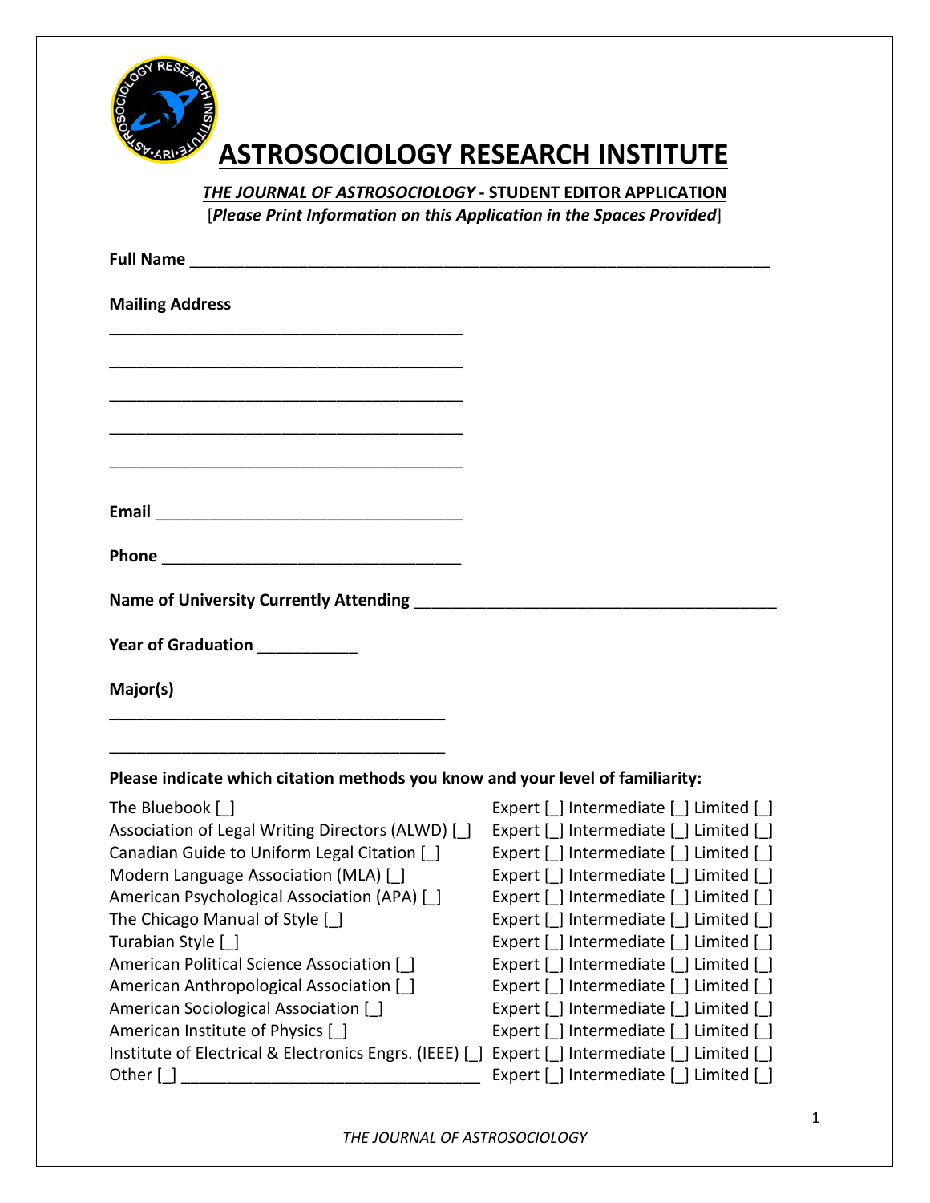# ASTROSOCIOLOGY RESEARCH INSTITUTE

***THE JOURNAL OF ASTROSOCIOLOGY* - STUDENT EDITOR APPLICATION**

[***Please Print Information on this Application in the Spaces Provided***]

**Full Name** ________________________________________________________________

**Mailing Address**

________________________________________

________________________________________

________________________________________

________________________________________

________________________________________

**Email** ___________________________________

**Phone** __________________________________

**Name of University Currently Attending** _________________________________________

**Year of Graduation** ___________

**Major(s)**

______________________________________

______________________________________

**Please indicate which citation methods you know and your level of familiarity:**

The Bluebook [_] Expert [_] Intermediate [_] Limited [_]
Association of Legal Writing Directors (ALWD) [_] Expert [_] Intermediate [_] Limited [_]
Canadian Guide to Uniform Legal Citation [_] Expert [_] Intermediate [_] Limited [_]
Modern Language Association (MLA) [_] Expert [_] Intermediate [_] Limited [_]
American Psychological Association (APA) [_] Expert [_] Intermediate [_] Limited [_]
The Chicago Manual of Style [_] Expert [_] Intermediate [_] Limited [_]
Turabian Style [_] Expert [_] Intermediate [_] Limited [_]
American Political Science Association [_] Expert [_] Intermediate [_] Limited [_]
American Anthropological Association [_] Expert [_] Intermediate [_] Limited [_]
American Sociological Association [_] Expert [_] Intermediate [_] Limited [_]
American Institute of Physics [_] Expert [_] Intermediate [_] Limited [_]
Institute of Electrical & Electronics Engrs. (IEEE) [_] Expert [_] Intermediate [_] Limited [_]
Other [_] ________________________________ Expert [_] Intermediate [_] Limited [_]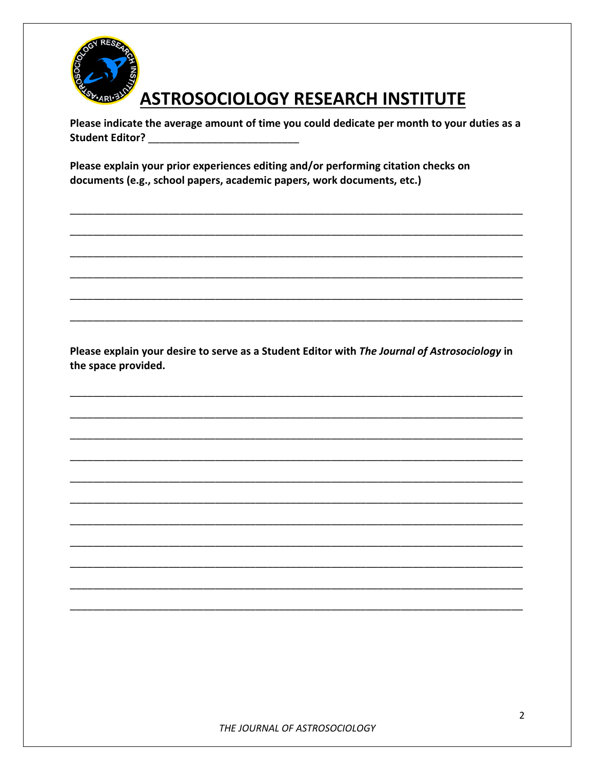# ASTROSOCIOLOGY RESEARCH INSTITUTE

**Please indicate the average amount of time you could dedicate per month to your duties as a Student Editor?** ___________________________

**Please explain your prior experiences editing and/or performing citation checks on documents (e.g., school papers, academic papers, work documents, etc.)**

________________________________________________________________________________

________________________________________________________________________________

________________________________________________________________________________

________________________________________________________________________________

________________________________________________________________________________

________________________________________________________________________________

**Please explain your desire to serve as a Student Editor with *The Journal of Astrosociology* in the space provided.**

________________________________________________________________________________

________________________________________________________________________________

________________________________________________________________________________

________________________________________________________________________________

________________________________________________________________________________

________________________________________________________________________________

________________________________________________________________________________

________________________________________________________________________________

________________________________________________________________________________

________________________________________________________________________________

________________________________________________________________________________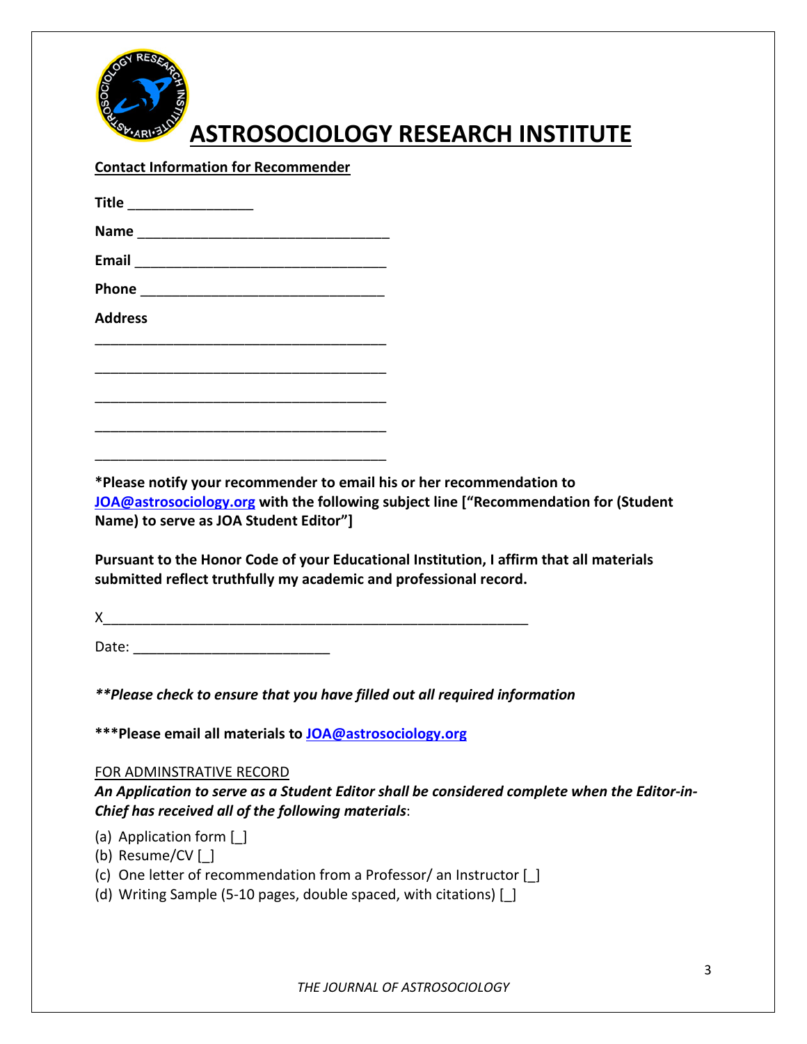# ASTROSOCIOLOGY RESEARCH INSTITUTE

**Contact Information for Recommender**

**Title** ________________

**Name** ________________________________

**Email** ________________________________

**Phone** _______________________________

**Address**

_____________________________________

_____________________________________

_____________________________________

_____________________________________

_____________________________________

**\*Please notify your recommender to email his or her recommendation to JOA@astrosociology.org with the following subject line [“Recommendation for (Student Name) to serve as JOA Student Editor”]**

**Pursuant to the Honor Code of your Educational Institution, I affirm that all materials submitted reflect truthfully my academic and professional record.**

X______________________________________________________

Date: _________________________

***\*\*Please check to ensure that you have filled out all required information***

**\*\*\*Please email all materials to JOA@astrosociology.org**

FOR ADMINSTRATIVE RECORD

***An Application to serve as a Student Editor shall be considered complete when the Editor-in-Chief has received all of the following materials***:

(a) Application form [_]
(b) Resume/CV [_]
(c) One letter of recommendation from a Professor/ an Instructor [_]
(d) Writing Sample (5-10 pages, double spaced, with citations) [_]